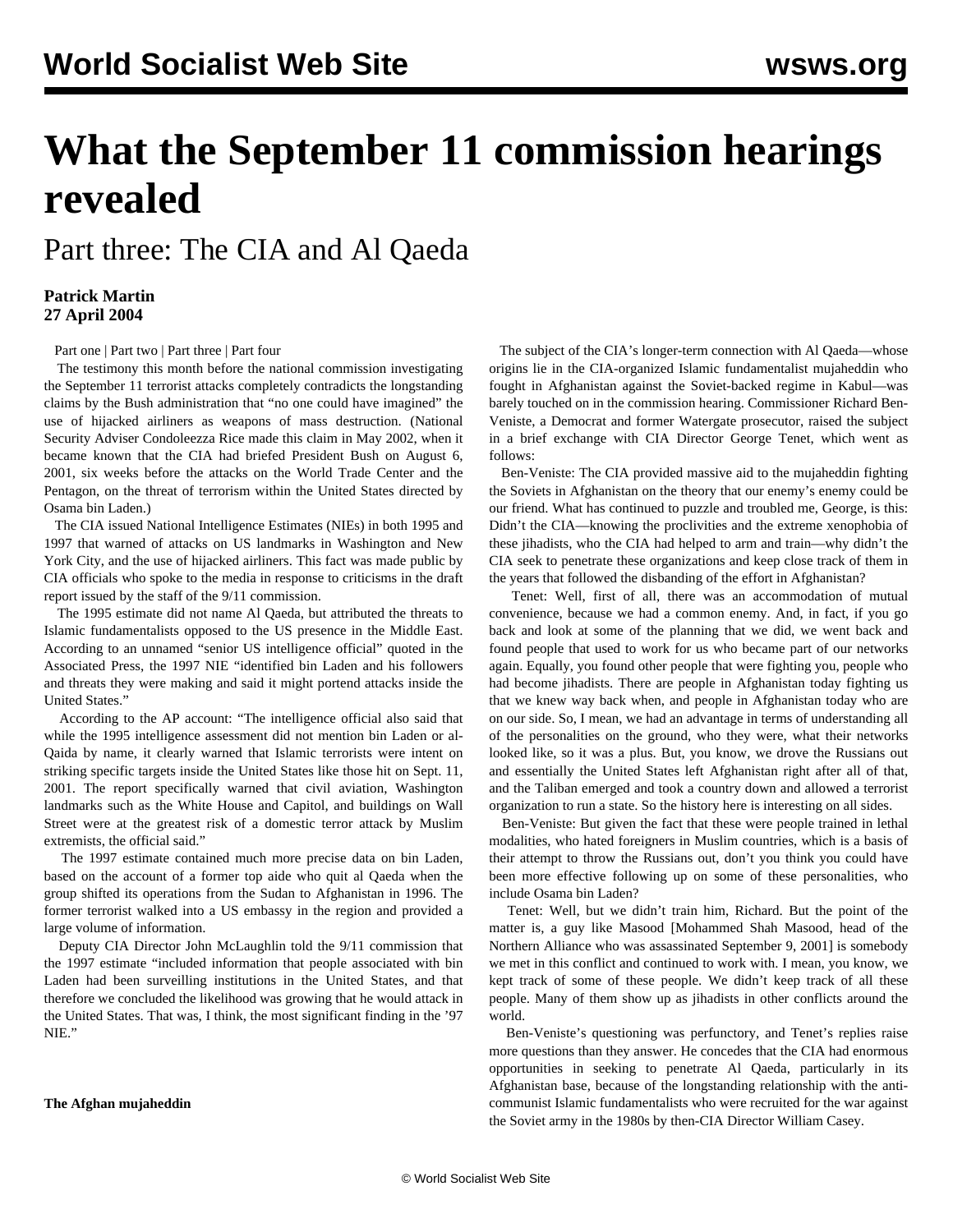# What the September 11 commission hearings revealed

## Part three: The CIA and Al Qaeda

**Patrick Martin**
**27 April 2004**

Part one | Part two | Part three | Part four

The testimony this month before the national commission investigating the September 11 terrorist attacks completely contradicts the longstanding claims by the Bush administration that "no one could have imagined" the use of hijacked airliners as weapons of mass destruction. (National Security Adviser Condoleezza Rice made this claim in May 2002, when it became known that the CIA had briefed President Bush on August 6, 2001, six weeks before the attacks on the World Trade Center and the Pentagon, on the threat of terrorism within the United States directed by Osama bin Laden.)

The CIA issued National Intelligence Estimates (NIEs) in both 1995 and 1997 that warned of attacks on US landmarks in Washington and New York City, and the use of hijacked airliners. This fact was made public by CIA officials who spoke to the media in response to criticisms in the draft report issued by the staff of the 9/11 commission.

The 1995 estimate did not name Al Qaeda, but attributed the threats to Islamic fundamentalists opposed to the US presence in the Middle East. According to an unnamed "senior US intelligence official" quoted in the Associated Press, the 1997 NIE "identified bin Laden and his followers and threats they were making and said it might portend attacks inside the United States."

According to the AP account: "The intelligence official also said that while the 1995 intelligence assessment did not mention bin Laden or al-Qaida by name, it clearly warned that Islamic terrorists were intent on striking specific targets inside the United States like those hit on Sept. 11, 2001. The report specifically warned that civil aviation, Washington landmarks such as the White House and Capitol, and buildings on Wall Street were at the greatest risk of a domestic terror attack by Muslim extremists, the official said."

The 1997 estimate contained much more precise data on bin Laden, based on the account of a former top aide who quit al Qaeda when the group shifted its operations from the Sudan to Afghanistan in 1996. The former terrorist walked into a US embassy in the region and provided a large volume of information.

Deputy CIA Director John McLaughlin told the 9/11 commission that the 1997 estimate "included information that people associated with bin Laden had been surveilling institutions in the United States, and that therefore we concluded the likelihood was growing that he would attack in the United States. That was, I think, the most significant finding in the '97 NIE."

**The Afghan mujaheddin**

The subject of the CIA's longer-term connection with Al Qaeda—whose origins lie in the CIA-organized Islamic fundamentalist mujaheddin who fought in Afghanistan against the Soviet-backed regime in Kabul—was barely touched on in the commission hearing. Commissioner Richard Ben-Veniste, a Democrat and former Watergate prosecutor, raised the subject in a brief exchange with CIA Director George Tenet, which went as follows:

Ben-Veniste: The CIA provided massive aid to the mujaheddin fighting the Soviets in Afghanistan on the theory that our enemy's enemy could be our friend. What has continued to puzzle and troubled me, George, is this: Didn't the CIA—knowing the proclivities and the extreme xenophobia of these jihadists, who the CIA had helped to arm and train—why didn't the CIA seek to penetrate these organizations and keep close track of them in the years that followed the disbanding of the effort in Afghanistan?

Tenet: Well, first of all, there was an accommodation of mutual convenience, because we had a common enemy. And, in fact, if you go back and look at some of the planning that we did, we went back and found people that used to work for us who became part of our networks again. Equally, you found other people that were fighting you, people who had become jihadists. There are people in Afghanistan today fighting us that we knew way back when, and people in Afghanistan today who are on our side. So, I mean, we had an advantage in terms of understanding all of the personalities on the ground, who they were, what their networks looked like, so it was a plus. But, you know, we drove the Russians out and essentially the United States left Afghanistan right after all of that, and the Taliban emerged and took a country down and allowed a terrorist organization to run a state. So the history here is interesting on all sides.

Ben-Veniste: But given the fact that these were people trained in lethal modalities, who hated foreigners in Muslim countries, which is a basis of their attempt to throw the Russians out, don't you think you could have been more effective following up on some of these personalities, who include Osama bin Laden?

Tenet: Well, but we didn't train him, Richard. But the point of the matter is, a guy like Masood [Mohammed Shah Masood, head of the Northern Alliance who was assassinated September 9, 2001] is somebody we met in this conflict and continued to work with. I mean, you know, we kept track of some of these people. We didn't keep track of all these people. Many of them show up as jihadists in other conflicts around the world.

Ben-Veniste's questioning was perfunctory, and Tenet's replies raise more questions than they answer. He concedes that the CIA had enormous opportunities in seeking to penetrate Al Qaeda, particularly in its Afghanistan base, because of the longstanding relationship with the anti-communist Islamic fundamentalists who were recruited for the war against the Soviet army in the 1980s by then-CIA Director William Casey.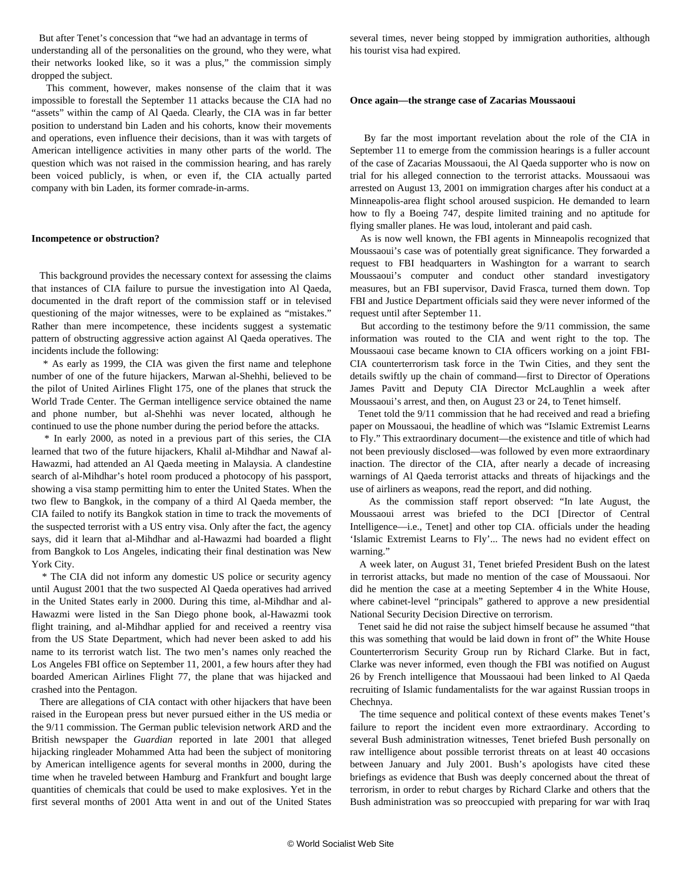But after Tenet's concession that "we had an advantage in terms of understanding all of the personalities on the ground, who they were, what their networks looked like, so it was a plus," the commission simply dropped the subject.

This comment, however, makes nonsense of the claim that it was impossible to forestall the September 11 attacks because the CIA had no "assets" within the camp of Al Qaeda. Clearly, the CIA was in far better position to understand bin Laden and his cohorts, know their movements and operations, even influence their decisions, than it was with targets of American intelligence activities in many other parts of the world. The question which was not raised in the commission hearing, and has rarely been voiced publicly, is when, or even if, the CIA actually parted company with bin Laden, its former comrade-in-arms.

**Incompetence or obstruction?**

This background provides the necessary context for assessing the claims that instances of CIA failure to pursue the investigation into Al Qaeda, documented in the draft report of the commission staff or in televised questioning of the major witnesses, were to be explained as "mistakes." Rather than mere incompetence, these incidents suggest a systematic pattern of obstructing aggressive action against Al Qaeda operatives. The incidents include the following:

* As early as 1999, the CIA was given the first name and telephone number of one of the future hijackers, Marwan al-Shehhi, believed to be the pilot of United Airlines Flight 175, one of the planes that struck the World Trade Center. The German intelligence service obtained the name and phone number, but al-Shehhi was never located, although he continued to use the phone number during the period before the attacks.

* In early 2000, as noted in a previous part of this series, the CIA learned that two of the future hijackers, Khalil al-Mihdhar and Nawaf al-Hawazmi, had attended an Al Qaeda meeting in Malaysia. A clandestine search of al-Mihdhar's hotel room produced a photocopy of his passport, showing a visa stamp permitting him to enter the United States. When the two flew to Bangkok, in the company of a third Al Qaeda member, the CIA failed to notify its Bangkok station in time to track the movements of the suspected terrorist with a US entry visa. Only after the fact, the agency says, did it learn that al-Mihdhar and al-Hawazmi had boarded a flight from Bangkok to Los Angeles, indicating their final destination was New York City.

* The CIA did not inform any domestic US police or security agency until August 2001 that the two suspected Al Qaeda operatives had arrived in the United States early in 2000. During this time, al-Mihdhar and al-Hawazmi were listed in the San Diego phone book, al-Hawazmi took flight training, and al-Mihdhar applied for and received a reentry visa from the US State Department, which had never been asked to add his name to its terrorist watch list. The two men's names only reached the Los Angeles FBI office on September 11, 2001, a few hours after they had boarded American Airlines Flight 77, the plane that was hijacked and crashed into the Pentagon.

There are allegations of CIA contact with other hijackers that have been raised in the European press but never pursued either in the US media or the 9/11 commission. The German public television network ARD and the British newspaper the *Guardian* reported in late 2001 that alleged hijacking ringleader Mohammed Atta had been the subject of monitoring by American intelligence agents for several months in 2000, during the time when he traveled between Hamburg and Frankfurt and bought large quantities of chemicals that could be used to make explosives. Yet in the first several months of 2001 Atta went in and out of the United States several times, never being stopped by immigration authorities, although his tourist visa had expired.

**Once again—the strange case of Zacarias Moussaoui**

By far the most important revelation about the role of the CIA in September 11 to emerge from the commission hearings is a fuller account of the case of Zacarias Moussaoui, the Al Qaeda supporter who is now on trial for his alleged connection to the terrorist attacks. Moussaoui was arrested on August 13, 2001 on immigration charges after his conduct at a Minneapolis-area flight school aroused suspicion. He demanded to learn how to fly a Boeing 747, despite limited training and no aptitude for flying smaller planes. He was loud, intolerant and paid cash.

As is now well known, the FBI agents in Minneapolis recognized that Moussaoui's case was of potentially great significance. They forwarded a request to FBI headquarters in Washington for a warrant to search Moussaoui's computer and conduct other standard investigatory measures, but an FBI supervisor, David Frasca, turned them down. Top FBI and Justice Department officials said they were never informed of the request until after September 11.

But according to the testimony before the 9/11 commission, the same information was routed to the CIA and went right to the top. The Moussaoui case became known to CIA officers working on a joint FBI-CIA counterterrorism task force in the Twin Cities, and they sent the details swiftly up the chain of command—first to Director of Operations James Pavitt and Deputy CIA Director McLaughlin a week after Moussaoui's arrest, and then, on August 23 or 24, to Tenet himself.

Tenet told the 9/11 commission that he had received and read a briefing paper on Moussaoui, the headline of which was "Islamic Extremist Learns to Fly." This extraordinary document—the existence and title of which had not been previously disclosed—was followed by even more extraordinary inaction. The director of the CIA, after nearly a decade of increasing warnings of Al Qaeda terrorist attacks and threats of hijackings and the use of airliners as weapons, read the report, and did nothing.

As the commission staff report observed: "In late August, the Moussaoui arrest was briefed to the DCI [Director of Central Intelligence—i.e., Tenet] and other top CIA. officials under the heading 'Islamic Extremist Learns to Fly'... The news had no evident effect on warning."

A week later, on August 31, Tenet briefed President Bush on the latest in terrorist attacks, but made no mention of the case of Moussaoui. Nor did he mention the case at a meeting September 4 in the White House, where cabinet-level "principals" gathered to approve a new presidential National Security Decision Directive on terrorism.

Tenet said he did not raise the subject himself because he assumed "that this was something that would be laid down in front of" the White House Counterterrorism Security Group run by Richard Clarke. But in fact, Clarke was never informed, even though the FBI was notified on August 26 by French intelligence that Moussaoui had been linked to Al Qaeda recruiting of Islamic fundamentalists for the war against Russian troops in Chechnya.

The time sequence and political context of these events makes Tenet's failure to report the incident even more extraordinary. According to several Bush administration witnesses, Tenet briefed Bush personally on raw intelligence about possible terrorist threats on at least 40 occasions between January and July 2001. Bush's apologists have cited these briefings as evidence that Bush was deeply concerned about the threat of terrorism, in order to rebut charges by Richard Clarke and others that the Bush administration was so preoccupied with preparing for war with Iraq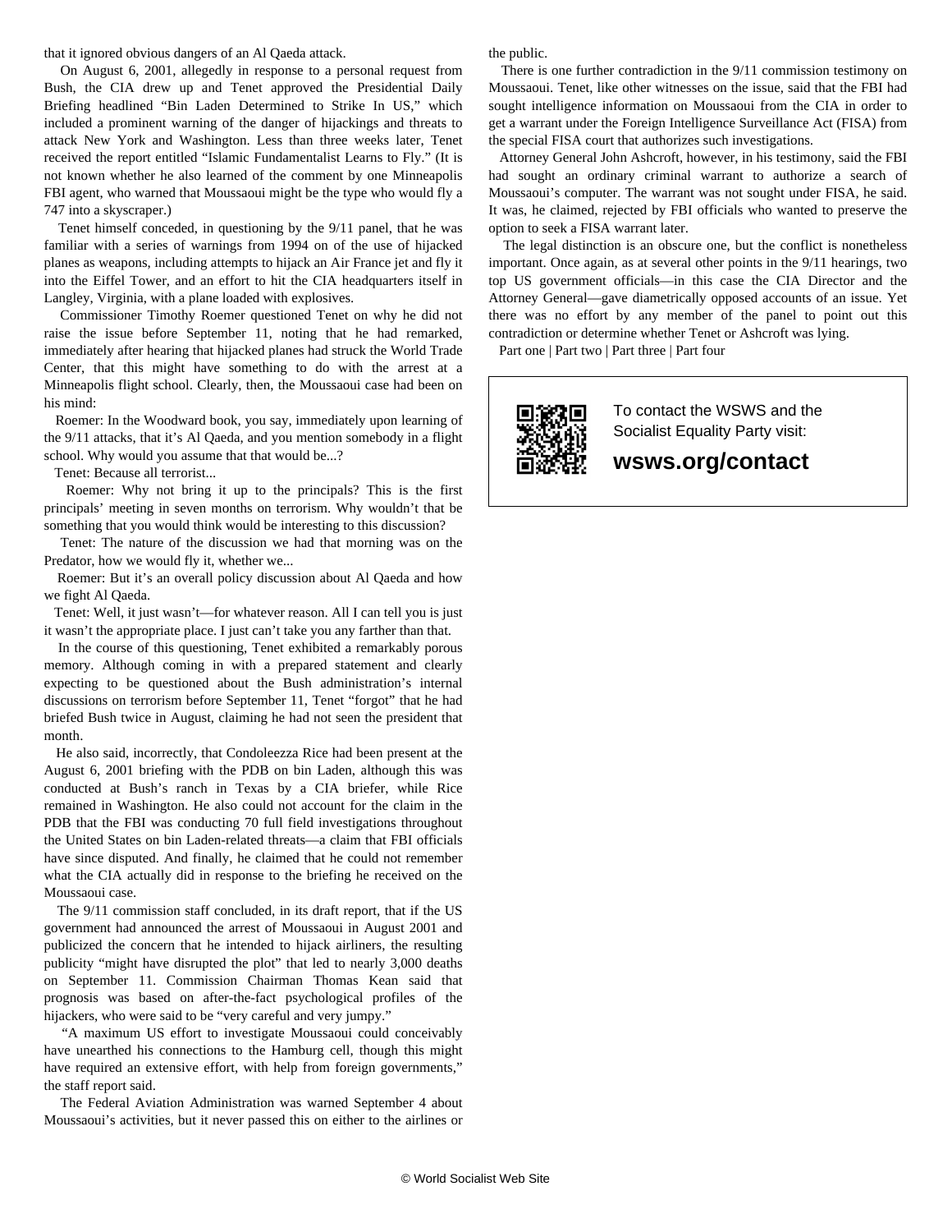that it ignored obvious dangers of an Al Qaeda attack.

On August 6, 2001, allegedly in response to a personal request from Bush, the CIA drew up and Tenet approved the Presidential Daily Briefing headlined "Bin Laden Determined to Strike In US," which included a prominent warning of the danger of hijackings and threats to attack New York and Washington. Less than three weeks later, Tenet received the report entitled "Islamic Fundamentalist Learns to Fly." (It is not known whether he also learned of the comment by one Minneapolis FBI agent, who warned that Moussaoui might be the type who would fly a 747 into a skyscraper.)

Tenet himself conceded, in questioning by the 9/11 panel, that he was familiar with a series of warnings from 1994 on of the use of hijacked planes as weapons, including attempts to hijack an Air France jet and fly it into the Eiffel Tower, and an effort to hit the CIA headquarters itself in Langley, Virginia, with a plane loaded with explosives.

Commissioner Timothy Roemer questioned Tenet on why he did not raise the issue before September 11, noting that he had remarked, immediately after hearing that hijacked planes had struck the World Trade Center, that this might have something to do with the arrest at a Minneapolis flight school. Clearly, then, the Moussaoui case had been on his mind:

Roemer: In the Woodward book, you say, immediately upon learning of the 9/11 attacks, that it's Al Qaeda, and you mention somebody in a flight school. Why would you assume that that would be...?

Tenet: Because all terrorist...

Roemer: Why not bring it up to the principals? This is the first principals' meeting in seven months on terrorism. Why wouldn't that be something that you would think would be interesting to this discussion?

Tenet: The nature of the discussion we had that morning was on the Predator, how we would fly it, whether we...

Roemer: But it's an overall policy discussion about Al Qaeda and how we fight Al Qaeda.

Tenet: Well, it just wasn't—for whatever reason. All I can tell you is just it wasn't the appropriate place. I just can't take you any farther than that.

In the course of this questioning, Tenet exhibited a remarkably porous memory. Although coming in with a prepared statement and clearly expecting to be questioned about the Bush administration's internal discussions on terrorism before September 11, Tenet "forgot" that he had briefed Bush twice in August, claiming he had not seen the president that month.

He also said, incorrectly, that Condoleezza Rice had been present at the August 6, 2001 briefing with the PDB on bin Laden, although this was conducted at Bush's ranch in Texas by a CIA briefer, while Rice remained in Washington. He also could not account for the claim in the PDB that the FBI was conducting 70 full field investigations throughout the United States on bin Laden-related threats—a claim that FBI officials have since disputed. And finally, he claimed that he could not remember what the CIA actually did in response to the briefing he received on the Moussaoui case.

The 9/11 commission staff concluded, in its draft report, that if the US government had announced the arrest of Moussaoui in August 2001 and publicized the concern that he intended to hijack airliners, the resulting publicity "might have disrupted the plot" that led to nearly 3,000 deaths on September 11. Commission Chairman Thomas Kean said that prognosis was based on after-the-fact psychological profiles of the hijackers, who were said to be "very careful and very jumpy."

"A maximum US effort to investigate Moussaoui could conceivably have unearthed his connections to the Hamburg cell, though this might have required an extensive effort, with help from foreign governments," the staff report said.

The Federal Aviation Administration was warned September 4 about Moussaoui's activities, but it never passed this on either to the airlines or the public.

There is one further contradiction in the 9/11 commission testimony on Moussaoui. Tenet, like other witnesses on the issue, said that the FBI had sought intelligence information on Moussaoui from the CIA in order to get a warrant under the Foreign Intelligence Surveillance Act (FISA) from the special FISA court that authorizes such investigations.

Attorney General John Ashcroft, however, in his testimony, said the FBI had sought an ordinary criminal warrant to authorize a search of Moussaoui's computer. The warrant was not sought under FISA, he said. It was, he claimed, rejected by FBI officials who wanted to preserve the option to seek a FISA warrant later.

The legal distinction is an obscure one, but the conflict is nonetheless important. Once again, as at several other points in the 9/11 hearings, two top US government officials—in this case the CIA Director and the Attorney General—gave diametrically opposed accounts of an issue. Yet there was no effort by any member of the panel to point out this contradiction or determine whether Tenet or Ashcroft was lying.

Part one | Part two | Part three | Part four

To contact the WSWS and the Socialist Equality Party visit:

**wsws.org/contact**